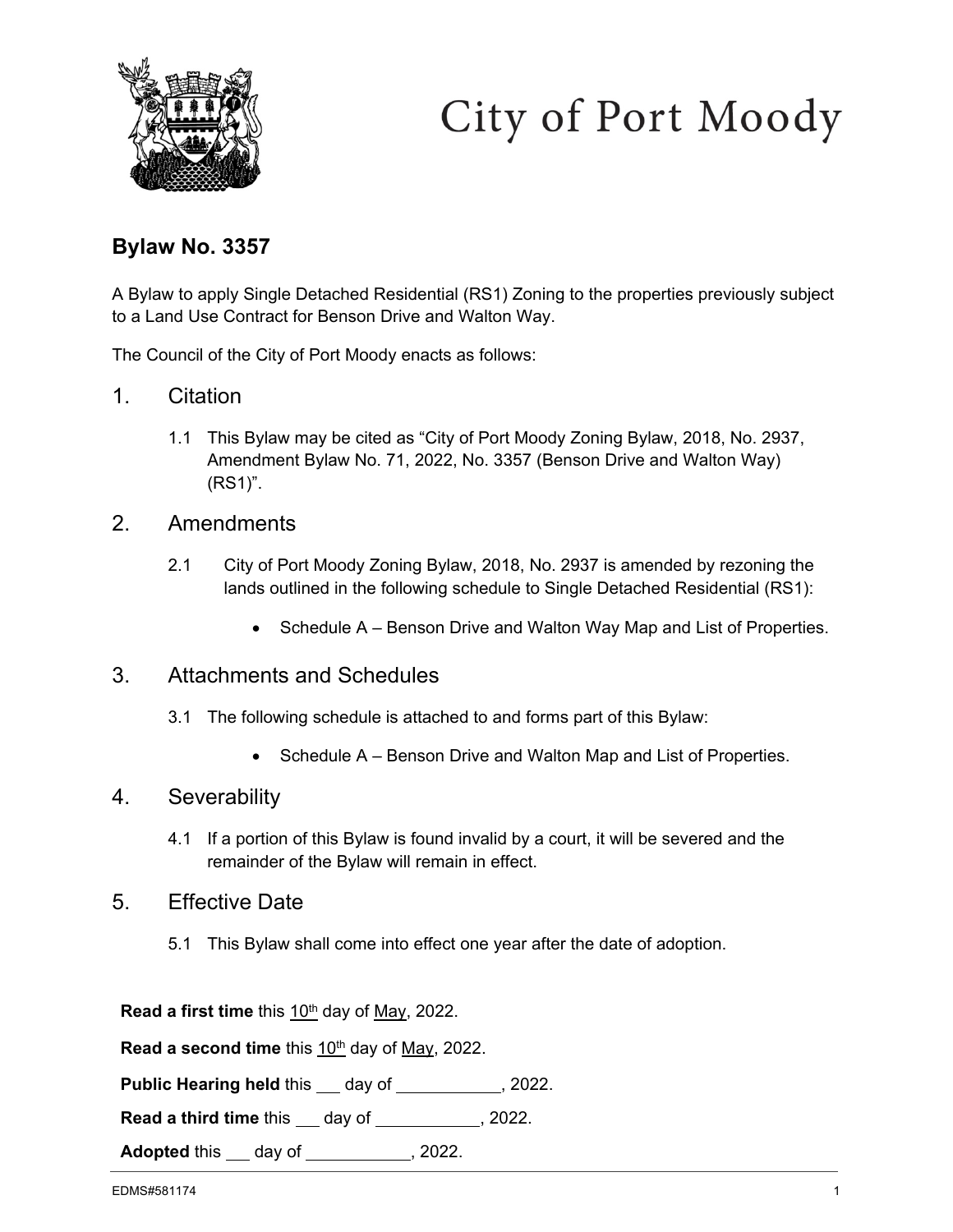City of Port Moody

## Bylaw No. 3357

A Bylaw to apply Single Detached Residential (RS1) Zoning to the properties previously subject to a Land Use Contract for Benson Drive and Walton Way.

The Council of the City of Port Moody enacts as follows:

## 1. Citation

1.1 This Bylaw may be cited as "City of Port Moody Zoning Bylaw, 2018, No. 2937, Amendment Bylaw No. 71, 2022, No. 3357 (Benson Drive and Walton Way) (RS1)".

## 2. Amendments

2.1 City of Port Moody Zoning Bylaw, 2018, No. 2937 is amended by rezoning the lands outlined in the following schedule to Single Detached Residential (RS1):

- Schedule A – Benson Drive and Walton Way Map and List of Properties.

## 3. Attachments and Schedules

3.1 The following schedule is attached to and forms part of this Bylaw:

- Schedule A – Benson Drive and Walton Map and List of Properties.

## 4. Severability

4.1 If a portion of this Bylaw is found invalid by a court, it will be severed and the remainder of the Bylaw will remain in effect.

## 5. Effective Date

5.1 This Bylaw shall come into effect one year after the date of adoption.

**Read a first time** this 10th day of May, 2022.

**Read a second time** this 10th day of May, 2022.

**Public Hearing held** this ___ day of ___________, 2022.

**Read a third time** this ___ day of ___________, 2022.

**Adopted** this ___ day of ___________, 2022.

EDMS#581174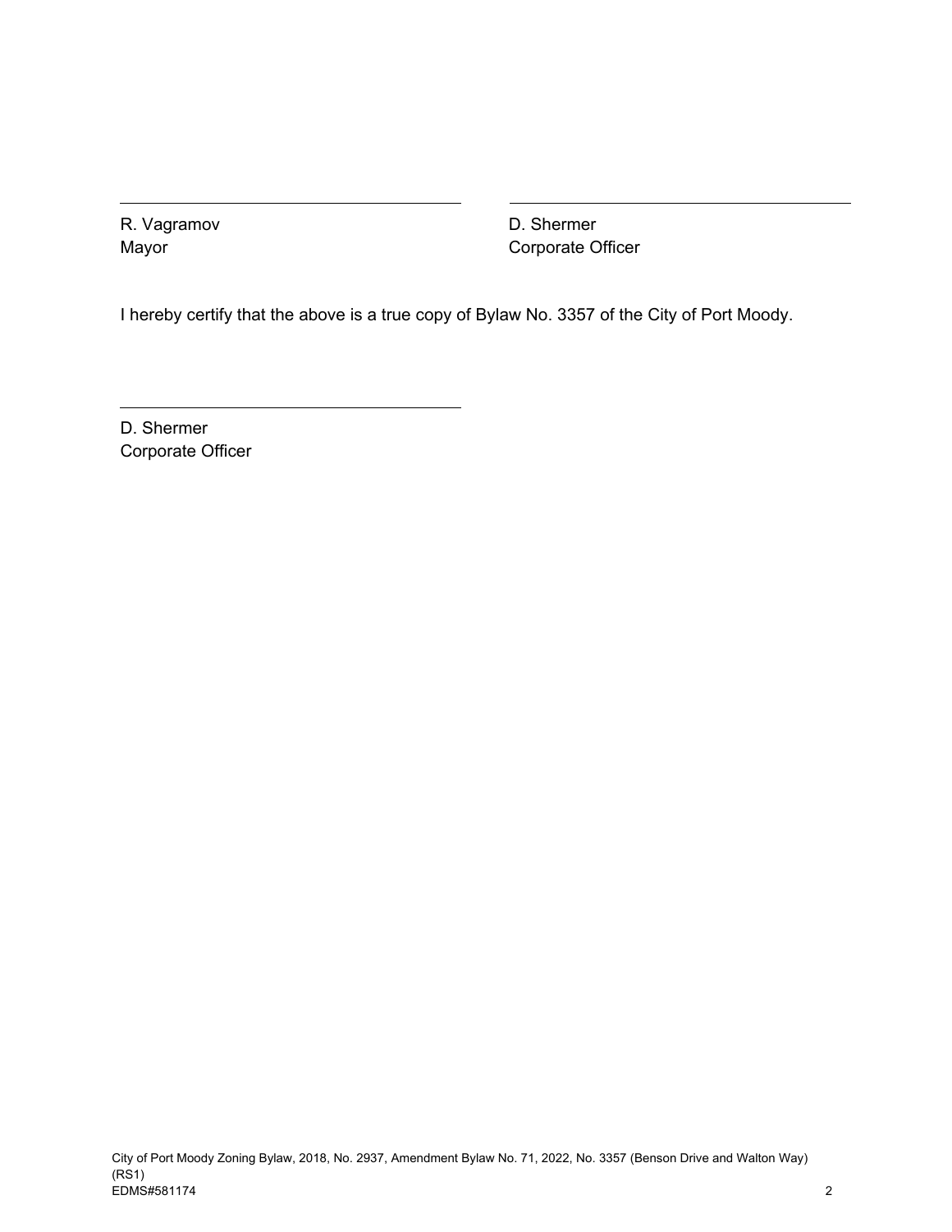| \_\_\_\_\_\_\_\_\_\_\_\_\_\_\_\_\_\_\_\_\_\_\_\_\_\_\_\_\_\_ | \_\_\_\_\_\_\_\_\_\_\_\_\_\_\_\_\_\_\_\_\_\_\_\_\_\_\_\_\_\_ |
|---|---|
| R. Vagramov<br>Mayor | D. Shermer<br>Corporate Officer |

I hereby certify that the above is a true copy of Bylaw No. 3357 of the City of Port Moody.

\_\_\_\_\_\_\_\_\_\_\_\_\_\_\_\_\_\_\_\_\_\_\_\_\_\_\_\_\_\_

D. Shermer
Corporate Officer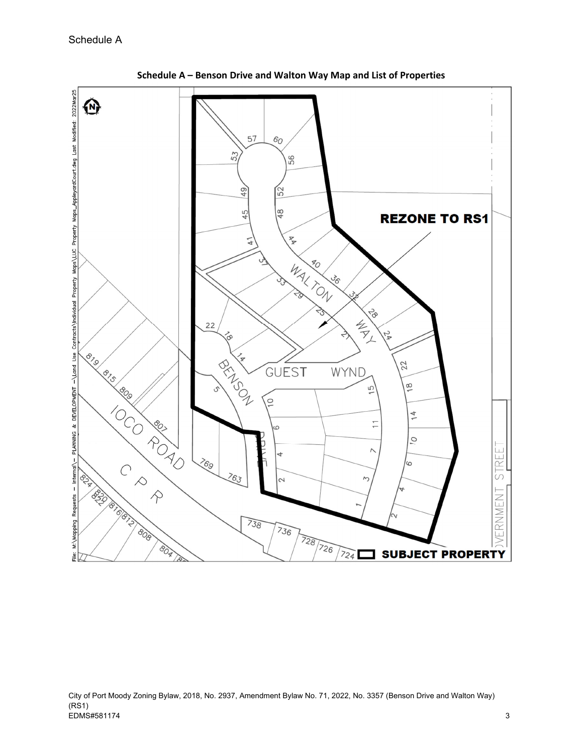Schedule A

**Schedule A – Benson Drive and Walton Way Map and List of Properties**

**REZONE TO RS1**

**SUBJECT PROPERTY**

City of Port Moody Zoning Bylaw, 2018, No. 2937, Amendment Bylaw No. 71, 2022, No. 3357 (Benson Drive and Walton Way) (RS1)
EDMS#581174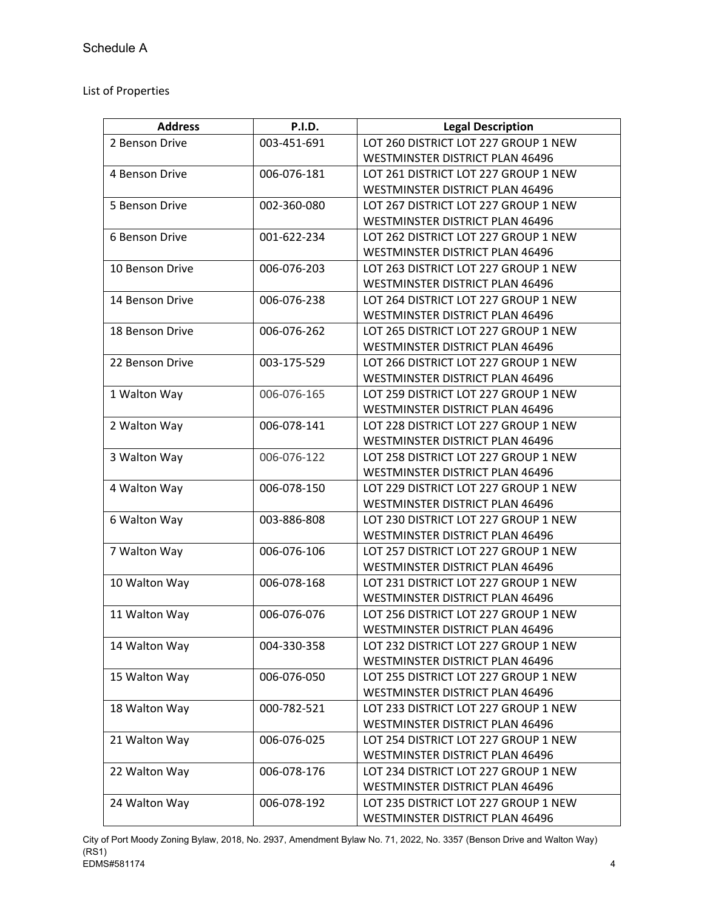Schedule A

List of Properties

| Address | P.I.D. | Legal Description |
| --- | --- | --- |
| 2 Benson Drive | 003-451-691 | LOT 260 DISTRICT LOT 227 GROUP 1 NEW WESTMINSTER DISTRICT PLAN 46496 |
| 4 Benson Drive | 006-076-181 | LOT 261 DISTRICT LOT 227 GROUP 1 NEW WESTMINSTER DISTRICT PLAN 46496 |
| 5 Benson Drive | 002-360-080 | LOT 267 DISTRICT LOT 227 GROUP 1 NEW WESTMINSTER DISTRICT PLAN 46496 |
| 6 Benson Drive | 001-622-234 | LOT 262 DISTRICT LOT 227 GROUP 1 NEW WESTMINSTER DISTRICT PLAN 46496 |
| 10 Benson Drive | 006-076-203 | LOT 263 DISTRICT LOT 227 GROUP 1 NEW WESTMINSTER DISTRICT PLAN 46496 |
| 14 Benson Drive | 006-076-238 | LOT 264 DISTRICT LOT 227 GROUP 1 NEW WESTMINSTER DISTRICT PLAN 46496 |
| 18 Benson Drive | 006-076-262 | LOT 265 DISTRICT LOT 227 GROUP 1 NEW WESTMINSTER DISTRICT PLAN 46496 |
| 22 Benson Drive | 003-175-529 | LOT 266 DISTRICT LOT 227 GROUP 1 NEW WESTMINSTER DISTRICT PLAN 46496 |
| 1 Walton Way | 006-076-165 | LOT 259 DISTRICT LOT 227 GROUP 1 NEW WESTMINSTER DISTRICT PLAN 46496 |
| 2 Walton Way | 006-078-141 | LOT 228 DISTRICT LOT 227 GROUP 1 NEW WESTMINSTER DISTRICT PLAN 46496 |
| 3 Walton Way | 006-076-122 | LOT 258 DISTRICT LOT 227 GROUP 1 NEW WESTMINSTER DISTRICT PLAN 46496 |
| 4 Walton Way | 006-078-150 | LOT 229 DISTRICT LOT 227 GROUP 1 NEW WESTMINSTER DISTRICT PLAN 46496 |
| 6 Walton Way | 003-886-808 | LOT 230 DISTRICT LOT 227 GROUP 1 NEW WESTMINSTER DISTRICT PLAN 46496 |
| 7 Walton Way | 006-076-106 | LOT 257 DISTRICT LOT 227 GROUP 1 NEW WESTMINSTER DISTRICT PLAN 46496 |
| 10 Walton Way | 006-078-168 | LOT 231 DISTRICT LOT 227 GROUP 1 NEW WESTMINSTER DISTRICT PLAN 46496 |
| 11 Walton Way | 006-076-076 | LOT 256 DISTRICT LOT 227 GROUP 1 NEW WESTMINSTER DISTRICT PLAN 46496 |
| 14 Walton Way | 004-330-358 | LOT 232 DISTRICT LOT 227 GROUP 1 NEW WESTMINSTER DISTRICT PLAN 46496 |
| 15 Walton Way | 006-076-050 | LOT 255 DISTRICT LOT 227 GROUP 1 NEW WESTMINSTER DISTRICT PLAN 46496 |
| 18 Walton Way | 000-782-521 | LOT 233 DISTRICT LOT 227 GROUP 1 NEW WESTMINSTER DISTRICT PLAN 46496 |
| 21 Walton Way | 006-076-025 | LOT 254 DISTRICT LOT 227 GROUP 1 NEW WESTMINSTER DISTRICT PLAN 46496 |
| 22 Walton Way | 006-078-176 | LOT 234 DISTRICT LOT 227 GROUP 1 NEW WESTMINSTER DISTRICT PLAN 46496 |
| 24 Walton Way | 006-078-192 | LOT 235 DISTRICT LOT 227 GROUP 1 NEW WESTMINSTER DISTRICT PLAN 46496 |

City of Port Moody Zoning Bylaw, 2018, No. 2937, Amendment Bylaw No. 71, 2022, No. 3357 (Benson Drive and Walton Way) (RS1)
EDMS#581174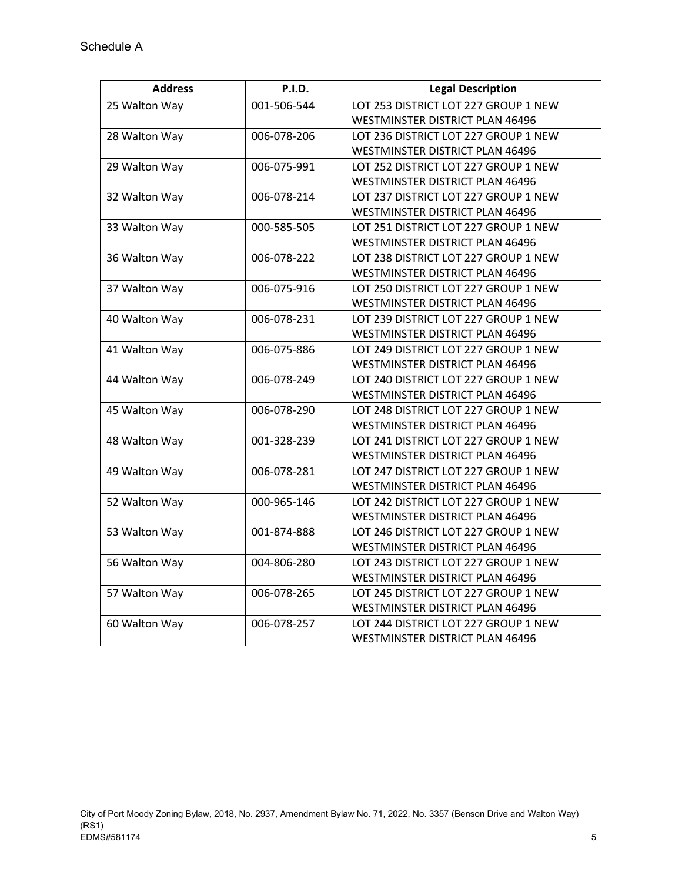Schedule A

| Address | P.I.D. | Legal Description |
| --- | --- | --- |
| 25 Walton Way | 001-506-544 | LOT 253 DISTRICT LOT 227 GROUP 1 NEW WESTMINSTER DISTRICT PLAN 46496 |
| 28 Walton Way | 006-078-206 | LOT 236 DISTRICT LOT 227 GROUP 1 NEW WESTMINSTER DISTRICT PLAN 46496 |
| 29 Walton Way | 006-075-991 | LOT 252 DISTRICT LOT 227 GROUP 1 NEW WESTMINSTER DISTRICT PLAN 46496 |
| 32 Walton Way | 006-078-214 | LOT 237 DISTRICT LOT 227 GROUP 1 NEW WESTMINSTER DISTRICT PLAN 46496 |
| 33 Walton Way | 000-585-505 | LOT 251 DISTRICT LOT 227 GROUP 1 NEW WESTMINSTER DISTRICT PLAN 46496 |
| 36 Walton Way | 006-078-222 | LOT 238 DISTRICT LOT 227 GROUP 1 NEW WESTMINSTER DISTRICT PLAN 46496 |
| 37 Walton Way | 006-075-916 | LOT 250 DISTRICT LOT 227 GROUP 1 NEW WESTMINSTER DISTRICT PLAN 46496 |
| 40 Walton Way | 006-078-231 | LOT 239 DISTRICT LOT 227 GROUP 1 NEW WESTMINSTER DISTRICT PLAN 46496 |
| 41 Walton Way | 006-075-886 | LOT 249 DISTRICT LOT 227 GROUP 1 NEW WESTMINSTER DISTRICT PLAN 46496 |
| 44 Walton Way | 006-078-249 | LOT 240 DISTRICT LOT 227 GROUP 1 NEW WESTMINSTER DISTRICT PLAN 46496 |
| 45 Walton Way | 006-078-290 | LOT 248 DISTRICT LOT 227 GROUP 1 NEW WESTMINSTER DISTRICT PLAN 46496 |
| 48 Walton Way | 001-328-239 | LOT 241 DISTRICT LOT 227 GROUP 1 NEW WESTMINSTER DISTRICT PLAN 46496 |
| 49 Walton Way | 006-078-281 | LOT 247 DISTRICT LOT 227 GROUP 1 NEW WESTMINSTER DISTRICT PLAN 46496 |
| 52 Walton Way | 000-965-146 | LOT 242 DISTRICT LOT 227 GROUP 1 NEW WESTMINSTER DISTRICT PLAN 46496 |
| 53 Walton Way | 001-874-888 | LOT 246 DISTRICT LOT 227 GROUP 1 NEW WESTMINSTER DISTRICT PLAN 46496 |
| 56 Walton Way | 004-806-280 | LOT 243 DISTRICT LOT 227 GROUP 1 NEW WESTMINSTER DISTRICT PLAN 46496 |
| 57 Walton Way | 006-078-265 | LOT 245 DISTRICT LOT 227 GROUP 1 NEW WESTMINSTER DISTRICT PLAN 46496 |
| 60 Walton Way | 006-078-257 | LOT 244 DISTRICT LOT 227 GROUP 1 NEW WESTMINSTER DISTRICT PLAN 46496 |